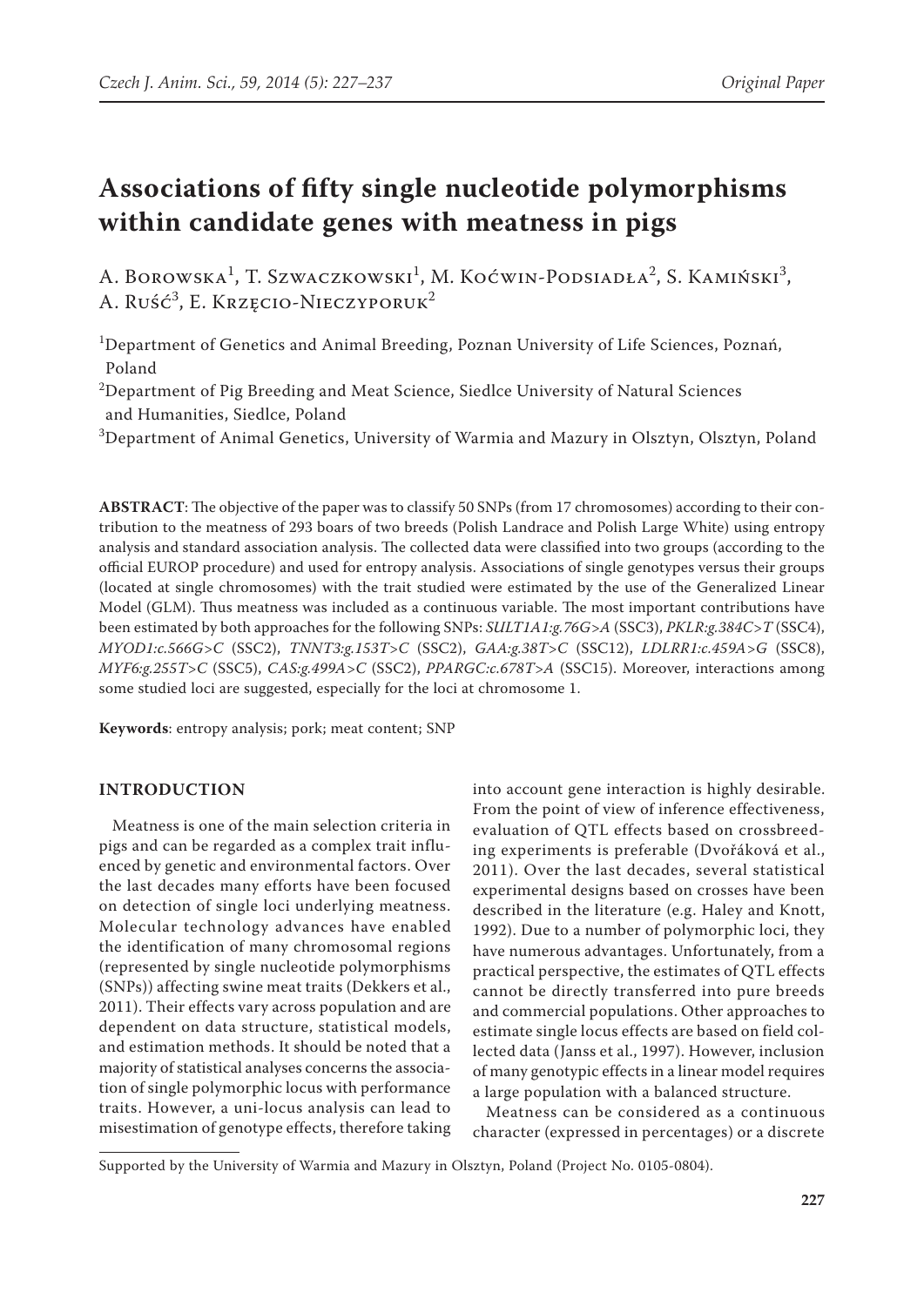# Associations of fifty single nucleotide polymorphisms within candidate genes with meatness in pigs

A. Borowska[1], T. Szwaczkowski[1], M. Koćwin-Podsiadła[2], S. Kamiński[3], A. Ruść[3], E. Krzęcio-Nieczyporuk[2]

[1]Department of Genetics and Animal Breeding, Poznan University of Life Sciences, Poznań, Poland

[2]Department of Pig Breeding and Meat Science, Siedlce University of Natural Sciences and Humanities, Siedlce, Poland

[3]Department of Animal Genetics, University of Warmia and Mazury in Olsztyn, Olsztyn, Poland

**ABSTRACT**: The objective of the paper was to classify 50 SNPs (from 17 chromosomes) according to their contribution to the meatness of 293 boars of two breeds (Polish Landrace and Polish Large White) using entropy analysis and standard association analysis. The collected data were classified into two groups (according to the official EUROP procedure) and used for entropy analysis. Associations of single genotypes versus their groups (located at single chromosomes) with the trait studied were estimated by the use of the Generalized Linear Model (GLM). Thus meatness was included as a continuous variable. The most important contributions have been estimated by both approaches for the following SNPs: *SULT1A1:g.76G>A* (SSC3), *PKLR:g.384C>T* (SSC4), *MYOD1:c.566G>C* (SSC2), *TNNT3:g.153T>C* (SSC2), *GAA:g.38T>C* (SSC12), *LDLRR1:c.459A>G* (SSC8), *MYF6:g.255T>C* (SSC5), *CAS:g.499A>C* (SSC2), *PPARGC:c.678T>A* (SSC15). Moreover, interactions among some studied loci are suggested, especially for the loci at chromosome 1.

**Keywords**: entropy analysis; pork; meat content; SNP

## INTRODUCTION

Meatness is one of the main selection criteria in pigs and can be regarded as a complex trait influenced by genetic and environmental factors. Over the last decades many efforts have been focused on detection of single loci underlying meatness. Molecular technology advances have enabled the identification of many chromosomal regions (represented by single nucleotide polymorphisms (SNPs)) affecting swine meat traits (Dekkers et al., 2011). Their effects vary across population and are dependent on data structure, statistical models, and estimation methods. It should be noted that a majority of statistical analyses concerns the association of single polymorphic locus with performance traits. However, a uni-locus analysis can lead to misestimation of genotype effects, therefore taking into account gene interaction is highly desirable. From the point of view of inference effectiveness, evaluation of QTL effects based on crossbreeding experiments is preferable (Dvořáková et al., 2011). Over the last decades, several statistical experimental designs based on crosses have been described in the literature (e.g. Haley and Knott, 1992). Due to a number of polymorphic loci, they have numerous advantages. Unfortunately, from a practical perspective, the estimates of QTL effects cannot be directly transferred into pure breeds and commercial populations. Other approaches to estimate single locus effects are based on field collected data (Janss et al., 1997). However, inclusion of many genotypic effects in a linear model requires a large population with a balanced structure.

Meatness can be considered as a continuous character (expressed in percentages) or a discrete

Supported by the University of Warmia and Mazury in Olsztyn, Poland (Project No. 0105-0804).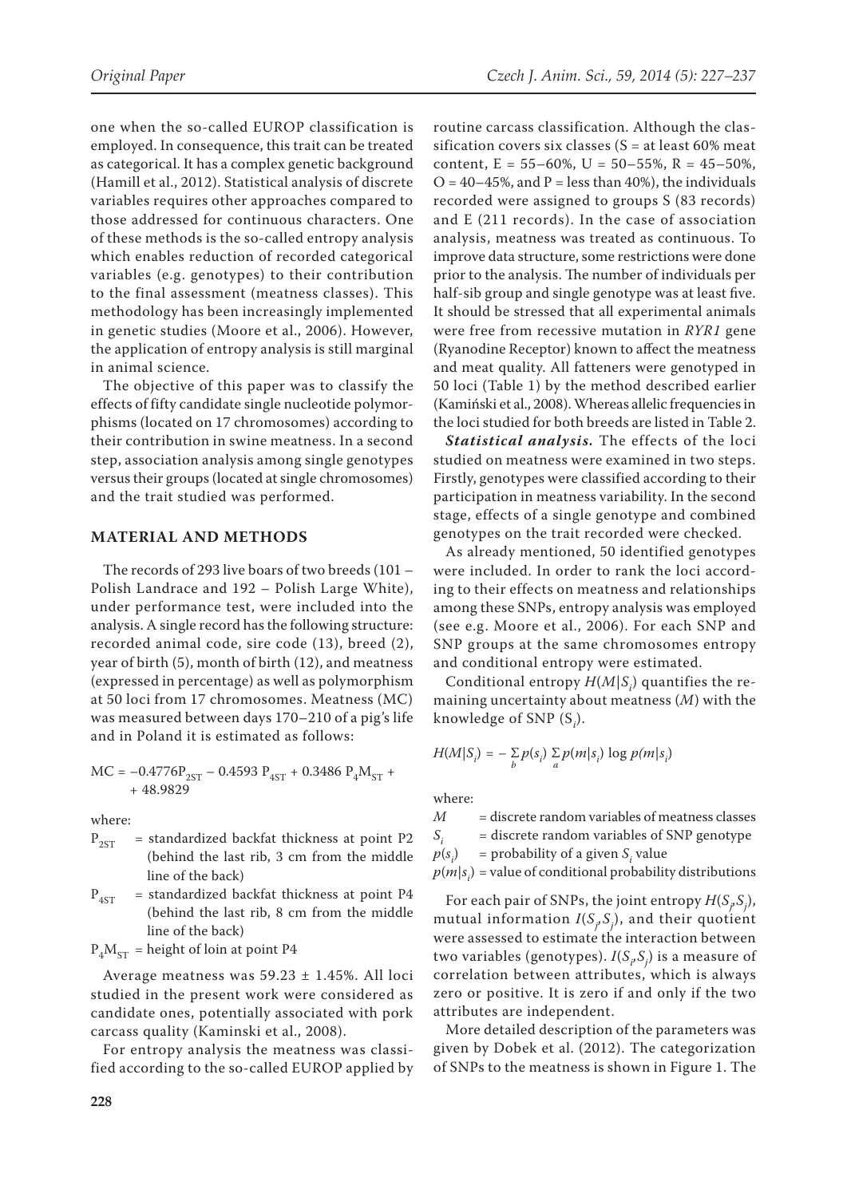one when the so-called EUROP classification is employed. In consequence, this trait can be treated as categorical. It has a complex genetic background (Hamill et al., 2012). Statistical analysis of discrete variables requires other approaches compared to those addressed for continuous characters. One of these methods is the so-called entropy analysis which enables reduction of recorded categorical variables (e.g. genotypes) to their contribution to the final assessment (meatness classes). This methodology has been increasingly implemented in genetic studies (Moore et al., 2006). However, the application of entropy analysis is still marginal in animal science.

The objective of this paper was to classify the effects of fifty candidate single nucleotide polymorphisms (located on 17 chromosomes) according to their contribution in swine meatness. In a second step, association analysis among single genotypes versus their groups (located at single chromosomes) and the trait studied was performed.

## MATERIAL AND METHODS

The records of 293 live boars of two breeds (101 – Polish Landrace and 192 – Polish Large White), under performance test, were included into the analysis. A single record has the following structure: recorded animal code, sire code (13), breed (2), year of birth (5), month of birth (12), and meatness (expressed in percentage) as well as polymorphism at 50 loci from 17 chromosomes. Meatness (MC) was measured between days 170–210 of a pig's life and in Poland it is estimated as follows:

$$MC = -0.4776P_{2ST} - 0.4593\ P_{4ST} + 0.3486\ P_4M_{ST} + 48.9829$$

where:

- $P_{2ST}$ = standardized backfat thickness at point P2 (behind the last rib, 3 cm from the middle line of the back)
- $P_{4ST}$ = standardized backfat thickness at point P4 (behind the last rib, 8 cm from the middle line of the back)
- $P_4M_{ST}$ = height of loin at point P4

Average meatness was 59.23 ± 1.45%. All loci studied in the present work were considered as candidate ones, potentially associated with pork carcass quality (Kaminski et al., 2008).

For entropy analysis the meatness was classified according to the so-called EUROP applied by routine carcass classification. Although the classification covers six classes (S = at least 60% meat content, E = 55–60%, U = 50–55%, R = 45–50%, O = 40–45%, and P = less than 40%), the individuals recorded were assigned to groups S (83 records) and E (211 records). In the case of association analysis, meatness was treated as continuous. To improve data structure, some restrictions were done prior to the analysis. The number of individuals per half-sib group and single genotype was at least five. It should be stressed that all experimental animals were free from recessive mutation in *RYR1* gene (Ryanodine Receptor) known to affect the meatness and meat quality. All fatteners were genotyped in 50 loci (Table 1) by the method described earlier (Kamiński et al., 2008). Whereas allelic frequencies in the loci studied for both breeds are listed in Table 2.

***Statistical analysis.*** The effects of the loci studied on meatness were examined in two steps. Firstly, genotypes were classified according to their participation in meatness variability. In the second stage, effects of a single genotype and combined genotypes on the trait recorded were checked.

As already mentioned, 50 identified genotypes were included. In order to rank the loci according to their effects on meatness and relationships among these SNPs, entropy analysis was employed (see e.g. Moore et al., 2006). For each SNP and SNP groups at the same chromosomes entropy and conditional entropy were estimated.

Conditional entropy $H(M|S_i)$ quantifies the remaining uncertainty about meatness ($M$) with the knowledge of SNP ($S_i$).

$$H(M|S_i) = -\sum_b p(s_i) \sum_a p(m|s_i) \log p(m|s_i)$$

where:

- $M$ = discrete random variables of meatness classes
- $S_i$ = discrete random variables of SNP genotype
- $p(s_i)$ = probability of a given $S_i$ value
- $p(m|s_i)$ = value of conditional probability distributions

For each pair of SNPs, the joint entropy $H(S_i, S_j)$, mutual information $I(S_i, S_j)$, and their quotient were assessed to estimate the interaction between two variables (genotypes). $I(S_i, S_j)$ is a measure of correlation between attributes, which is always zero or positive. It is zero if and only if the two attributes are independent.

More detailed description of the parameters was given by Dobek et al. (2012). The categorization of SNPs to the meatness is shown in Figure 1. The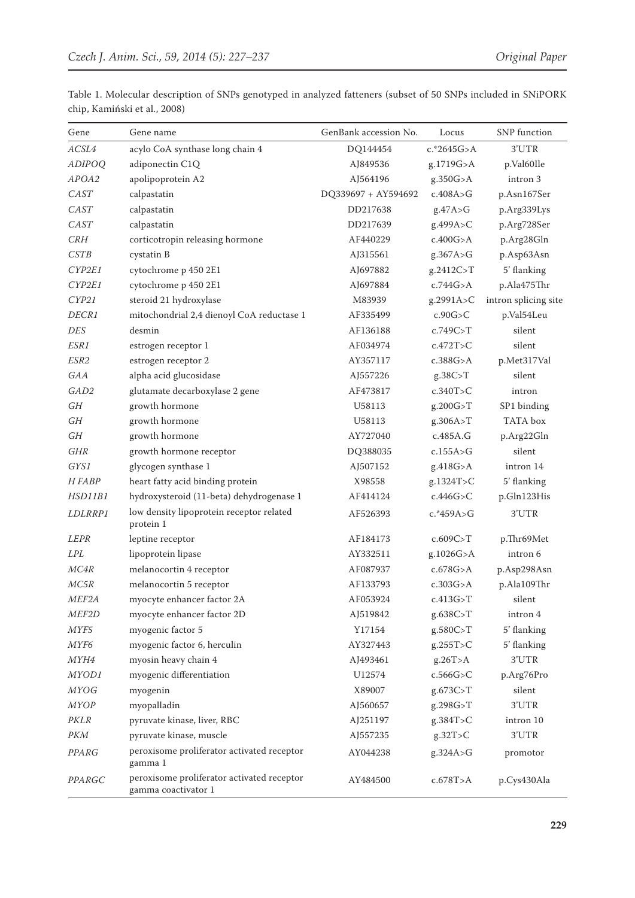Table 1. Molecular description of SNPs genotyped in analyzed fatteners (subset of 50 SNPs included in SNiPORK chip, Kamiński et al., 2008)

| Gene | Gene name | GenBank accession No. | Locus | SNP function |
|---|---|---|---|---|
| *ACSL4* | acylo CoA synthase long chain 4 | DQ144454 | c.*2645G>A | 3'UTR |
| *ADIPOQ* | adiponectin C1Q | AJ849536 | g.1719G>A | p.Val60Ile |
| *APOA2* | apolipoprotein A2 | AJ564196 | g.350G>A | intron 3 |
| *CAST* | calpastatin | DQ339697 + AY594692 | c.408A>G | p.Asn167Ser |
| *CAST* | calpastatin | DD217638 | g.47A>G | p.Arg339Lys |
| *CAST* | calpastatin | DD217639 | g.499A>C | p.Arg728Ser |
| *CRH* | corticotropin releasing hormone | AF440229 | c.400G>A | p.Arg28Gln |
| *CSTB* | cystatin B | AJ315561 | g.367A>G | p.Asp63Asn |
| *CYP2E1* | cytochrome p 450 2E1 | AJ697882 | g.2412C>T | 5' flanking |
| *CYP2E1* | cytochrome p 450 2E1 | AJ697884 | c.744G>A | p.Ala475Thr |
| *CYP21* | steroid 21 hydroxylase | M83939 | g.2991A>C | intron splicing site |
| *DECR1* | mitochondrial 2,4 dienoyl CoA reductase 1 | AF335499 | c.90G>C | p.Val54Leu |
| *DES* | desmin | AF136188 | c.749C>T | silent |
| *ESR1* | estrogen receptor 1 | AF034974 | c.472T>C | silent |
| *ESR2* | estrogen receptor 2 | AY357117 | c.388G>A | p.Met317Val |
| *GAA* | alpha acid glucosidase | AJ557226 | g.38C>T | silent |
| *GAD2* | glutamate decarboxylase 2 gene | AF473817 | c.340T>C | intron |
| *GH* | growth hormone | U58113 | g.200G>T | SP1 binding |
| *GH* | growth hormone | U58113 | g.306A>T | TATA box |
| *GH* | growth hormone | AY727040 | c.485A.G | p.Arg22Gln |
| *GHR* | growth hormone receptor | DQ388035 | c.155A>G | silent |
| *GYS1* | glycogen synthase 1 | AJ507152 | g.418G>A | intron 14 |
| *H FABP* | heart fatty acid binding protein | X98558 | g.1324T>C | 5' flanking |
| *HSD11B1* | hydroxysteroid (11-beta) dehydrogenase 1 | AF414124 | c.446G>C | p.Gln123His |
| *LDLRRP1* | low density lipoprotein receptor related protein 1 | AF526393 | c.*459A>G | 3'UTR |
| *LEPR* | leptine receptor | AF184173 | c.609C>T | p.Thr69Met |
| *LPL* | lipoprotein lipase | AY332511 | g.1026G>A | intron 6 |
| *MC4R* | melanocortin 4 receptor | AF087937 | c.678G>A | p.Asp298Asn |
| *MC5R* | melanocortin 5 receptor | AF133793 | c.303G>A | p.Ala109Thr |
| *MEF2A* | myocyte enhancer factor 2A | AF053924 | c.413G>T | silent |
| *MEF2D* | myocyte enhancer factor 2D | AJ519842 | g.638C>T | intron 4 |
| *MYF5* | myogenic factor 5 | Y17154 | g.580C>T | 5' flanking |
| *MYF6* | myogenic factor 6, herculin | AY327443 | g.255T>C | 5' flanking |
| *MYH4* | myosin heavy chain 4 | AJ493461 | g.26T>A | 3'UTR |
| *MYOD1* | myogenic differentiation | U12574 | c.566G>C | p.Arg76Pro |
| *MYOG* | myogenin | X89007 | g.673C>T | silent |
| *MYOP* | myopalladin | AJ560657 | g.298G>T | 3'UTR |
| *PKLR* | pyruvate kinase, liver, RBC | AJ251197 | g.384T>C | intron 10 |
| *PKM* | pyruvate kinase, muscle | AJ557235 | g.32T>C | 3'UTR |
| *PPARG* | peroxisome proliferator activated receptor gamma 1 | AY044238 | g.324A>G | promotor |
| *PPARGC* | peroxisome proliferator activated receptor gamma coactivator 1 | AY484500 | c.678T>A | p.Cys430Ala |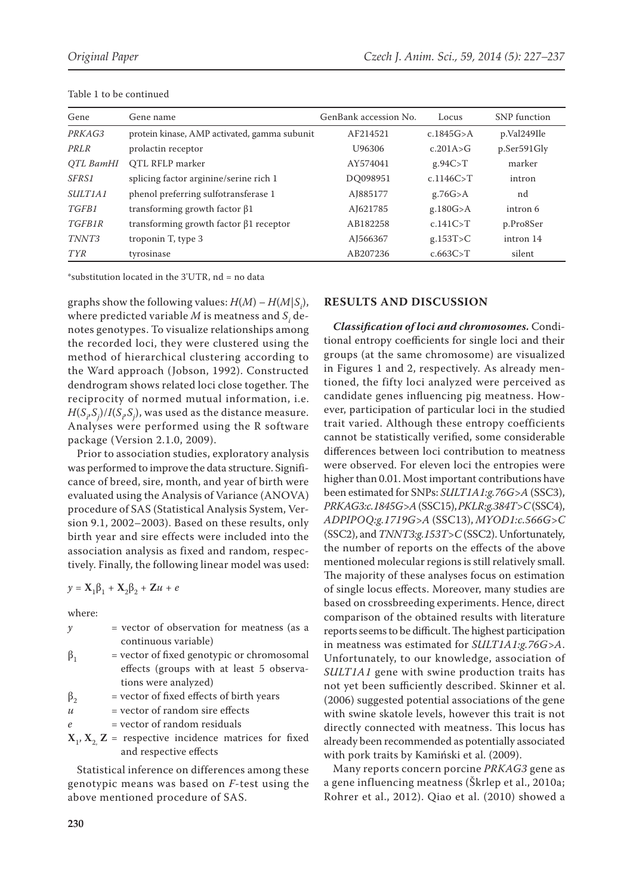Table 1 to be continued

| Gene | Gene name | GenBank accession No. | Locus | SNP function |
|---|---|---|---|---|
| *PRKAG3* | protein kinase, AMP activated, gamma subunit | AF214521 | c.1845G>A | p.Val249Ile |
| *PRLR* | prolactin receptor | U96306 | c.201A>G | p.Ser591Gly |
| *QTL BamHI* | QTL RFLP marker | AY574041 | g.94C>T | marker |
| *SFRS1* | splicing factor arginine/serine rich 1 | DQ098951 | c.1146C>T | intron |
| *SULT1A1* | phenol preferring sulfotransferase 1 | AJ885177 | g.76G>A | nd |
| *TGFB1* | transforming growth factor β1 | AJ621785 | g.180G>A | intron 6 |
| *TGFB1R* | transforming growth factor β1 receptor | AB182258 | c.141C>T | p.Pro8Ser |
| *TNNT3* | troponin T, type 3 | AJ566367 | g.153T>C | intron 14 |
| *TYR* | tyrosinase | AB207236 | c.663C>T | silent |

*substitution located in the 3'UTR, nd = no data

graphs show the following values: $H(M) - H(M|S_i)$, where predicted variable $M$ is meatness and $S_i$ denotes genotypes. To visualize relationships among the recorded loci, they were clustered using the method of hierarchical clustering according to the Ward approach (Jobson, 1992). Constructed dendrogram shows related loci close together. The reciprocity of normed mutual information, i.e. $H(S_i, S_j)/I(S_i, S_j)$, was used as the distance measure. Analyses were performed using the R software package (Version 2.1.0, 2009).

Prior to association studies, exploratory analysis was performed to improve the data structure. Significance of breed, sire, month, and year of birth were evaluated using the Analysis of Variance (ANOVA) procedure of SAS (Statistical Analysis System, Version 9.1, 2002–2003). Based on these results, only birth year and sire effects were included into the association analysis as fixed and random, respectively. Finally, the following linear model was used:

$$y = \mathbf{X}_1\beta_1 + \mathbf{X}_2\beta_2 + \mathbf{Z}u + e$$

where:

- $y$ = vector of observation for meatness (as a continuous variable)
- $\beta_1$ = vector of fixed genotypic or chromosomal effects (groups with at least 5 observations were analyzed)
- $\beta_2$ = vector of fixed effects of birth years
- $u$ = vector of random sire effects
- $e$ = vector of random residuals
- $\mathbf{X}_1, \mathbf{X}_2, \mathbf{Z}$ = respective incidence matrices for fixed and respective effects

Statistical inference on differences among these genotypic means was based on $F$-test using the above mentioned procedure of SAS.

## RESULTS AND DISCUSSION

***Classification of loci and chromosomes.*** Conditional entropy coefficients for single loci and their groups (at the same chromosome) are visualized in Figures 1 and 2, respectively. As already mentioned, the fifty loci analyzed were perceived as candidate genes influencing pig meatness. However, participation of particular loci in the studied trait varied. Although these entropy coefficients cannot be statistically verified, some considerable differences between loci contribution to meatness were observed. For eleven loci the entropies were higher than 0.01. Most important contributions have been estimated for SNPs: *SULT1A1:g.76G>A* (SSC3), *PRKAG3:c.1845G>A* (SSC15), *PKLR:g.384T>C* (SSC4), *ADIPOQ:g.1719G>A* (SSC13), *MYOD1:c.566G>C* (SSC2), and *TNNT3:g.153T>C* (SSC2). Unfortunately, the number of reports on the effects of the above mentioned molecular regions is still relatively small. The majority of these analyses focus on estimation of single locus effects. Moreover, many studies are based on crossbreeding experiments. Hence, direct comparison of the obtained results with literature reports seems to be difficult. The highest participation in meatness was estimated for *SULT1A1:g.76G>A*. Unfortunately, to our knowledge, association of *SULT1A1* gene with swine production traits has not yet been sufficiently described. Skinner et al. (2006) suggested potential associations of the gene with swine skatole levels, however this trait is not directly connected with meatness. This locus has already been recommended as potentially associated with pork traits by Kamiński et al. (2009).

Many reports concern porcine *PRKAG3* gene as a gene influencing meatness (Škrlep et al., 2010a; Rohrer et al., 2012). Qiao et al. (2010) showed a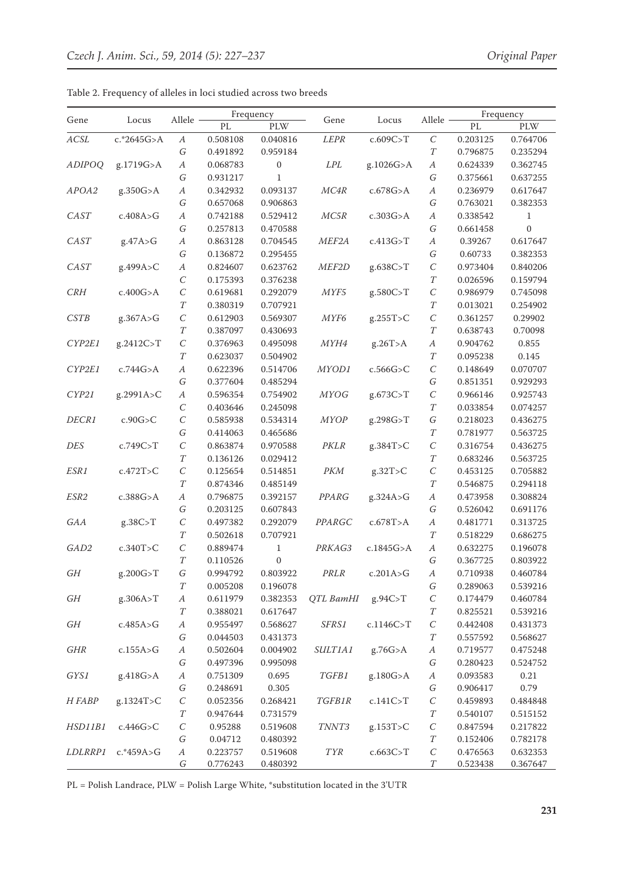Table 2. Frequency of alleles in loci studied across two breeds

| Gene | Locus | Allele | Frequency | | Gene | Locus | Allele | Frequency | |
|---|---|---|---|---|---|---|---|---|---|
| | | | PL | PLW | | | | PL | PLW |
| *ACSL* | c.*2645G>A | *A* | 0.508108 | 0.040816 | *LEPR* | c.609C>T | *C* | 0.203125 | 0.764706 |
| | | *G* | 0.491892 | 0.959184 | | | *T* | 0.796875 | 0.235294 |
| *ADIPOQ* | g.1719G>A | *A* | 0.068783 | 0 | *LPL* | g.1026G>A | *A* | 0.624339 | 0.362745 |
| | | *G* | 0.931217 | 1 | | | *G* | 0.375661 | 0.637255 |
| *APOA2* | g.350G>A | *A* | 0.342932 | 0.093137 | *MC4R* | c.678G>A | *A* | 0.236979 | 0.617647 |
| | | *G* | 0.657068 | 0.906863 | | | *G* | 0.763021 | 0.382353 |
| *CAST* | c.408A>G | *A* | 0.742188 | 0.529412 | *MC5R* | c.303G>A | *A* | 0.338542 | 1 |
| | | *G* | 0.257813 | 0.470588 | | | *G* | 0.661458 | 0 |
| *CAST* | g.47A>G | *A* | 0.863128 | 0.704545 | *MEF2A* | c.413G>T | *A* | 0.39267 | 0.617647 |
| | | *G* | 0.136872 | 0.295455 | | | *G* | 0.60733 | 0.382353 |
| *CAST* | g.499A>C | *A* | 0.824607 | 0.623762 | *MEF2D* | g.638C>T | *C* | 0.973404 | 0.840206 |
| | | *C* | 0.175393 | 0.376238 | | | *T* | 0.026596 | 0.159794 |
| *CRH* | c.400G>A | *C* | 0.619681 | 0.292079 | *MYF5* | g.580C>T | *C* | 0.986979 | 0.745098 |
| | | *T* | 0.380319 | 0.707921 | | | *T* | 0.013021 | 0.254902 |
| *CSTB* | g.367A>G | *C* | 0.612903 | 0.569307 | *MYF6* | g.255T>C | *C* | 0.361257 | 0.29902 |
| | | *T* | 0.387097 | 0.430693 | | | *T* | 0.638743 | 0.70098 |
| *CYP2E1* | g.2412C>T | *C* | 0.376963 | 0.495098 | *MYH4* | g.26T>A | *A* | 0.904762 | 0.855 |
| | | *T* | 0.623037 | 0.504902 | | | *T* | 0.095238 | 0.145 |
| *CYP2E1* | c.744G>A | *A* | 0.622396 | 0.514706 | *MYOD1* | c.566G>C | *C* | 0.148649 | 0.070707 |
| | | *G* | 0.377604 | 0.485294 | | | *G* | 0.851351 | 0.929293 |
| *CYP21* | g.2991A>C | *A* | 0.596354 | 0.754902 | *MYOG* | g.673C>T | *C* | 0.966146 | 0.925743 |
| | | *C* | 0.403646 | 0.245098 | | | *T* | 0.033854 | 0.074257 |
| *DECR1* | c.90G>C | *C* | 0.585938 | 0.534314 | *MYOP* | g.298G>T | *G* | 0.218023 | 0.436275 |
| | | *G* | 0.414063 | 0.465686 | | | *T* | 0.781977 | 0.563725 |
| *DES* | c.749C>T | *C* | 0.863874 | 0.970588 | *PKLR* | g.384T>C | *C* | 0.316754 | 0.436275 |
| | | *T* | 0.136126 | 0.029412 | | | *T* | 0.683246 | 0.563725 |
| *ESR1* | c.472T>C | *C* | 0.125654 | 0.514851 | *PKM* | g.32T>C | *C* | 0.453125 | 0.705882 |
| | | *T* | 0.874346 | 0.485149 | | | *T* | 0.546875 | 0.294118 |
| *ESR2* | c.388G>A | *A* | 0.796875 | 0.392157 | *PPARG* | g.324A>G | *A* | 0.473958 | 0.308824 |
| | | *G* | 0.203125 | 0.607843 | | | *G* | 0.526042 | 0.691176 |
| *GAA* | g.38C>T | *C* | 0.497382 | 0.292079 | *PPARGC* | c.678T>A | *A* | 0.481771 | 0.313725 |
| | | *T* | 0.502618 | 0.707921 | | | *T* | 0.518229 | 0.686275 |
| *GAD2* | c.340T>C | *C* | 0.889474 | 1 | *PRKAG3* | c.1845G>A | *A* | 0.632275 | 0.196078 |
| | | *T* | 0.110526 | 0 | | | *G* | 0.367725 | 0.803922 |
| *GH* | g.200G>T | *G* | 0.994792 | 0.803922 | *PRLR* | c.201A>G | *A* | 0.710938 | 0.460784 |
| | | *T* | 0.005208 | 0.196078 | | | *G* | 0.289063 | 0.539216 |
| *GH* | g.306A>T | *A* | 0.611979 | 0.382353 | *QTL BamHI* | g.94C>T | *C* | 0.174479 | 0.460784 |
| | | *T* | 0.388021 | 0.617647 | | | *T* | 0.825521 | 0.539216 |
| *GH* | c.485A>G | *A* | 0.955497 | 0.568627 | *SFRS1* | c.1146C>T | *C* | 0.442408 | 0.431373 |
| | | *G* | 0.044503 | 0.431373 | | | *T* | 0.557592 | 0.568627 |
| *GHR* | c.155A>G | *A* | 0.502604 | 0.004902 | *SULT1A1* | g.76G>A | *A* | 0.719577 | 0.475248 |
| | | *G* | 0.497396 | 0.995098 | | | *G* | 0.280423 | 0.524752 |
| *GYS1* | g.418G>A | *A* | 0.751309 | 0.695 | *TGFB1* | g.180G>A | *A* | 0.093583 | 0.21 |
| | | *G* | 0.248691 | 0.305 | | | *G* | 0.906417 | 0.79 |
| *H FABP* | g.1324T>C | *C* | 0.052356 | 0.268421 | *TGFB1R* | c.141C>T | *C* | 0.459893 | 0.484848 |
| | | *T* | 0.947644 | 0.731579 | | | *T* | 0.540107 | 0.515152 |
| *HSD11B1* | c.446G>C | *C* | 0.95288 | 0.519608 | *TNNT3* | g.153T>C | *C* | 0.847594 | 0.217822 |
| | | *G* | 0.04712 | 0.480392 | | | *T* | 0.152406 | 0.782178 |
| *LDLRRP1* | c.*459A>G | *A* | 0.223757 | 0.519608 | *TYR* | c.663C>T | *C* | 0.476563 | 0.632353 |
| | | *G* | 0.776243 | 0.480392 | | | *T* | 0.523438 | 0.367647 |

PL = Polish Landrace, PLW = Polish Large White, *substitution located in the 3'UTR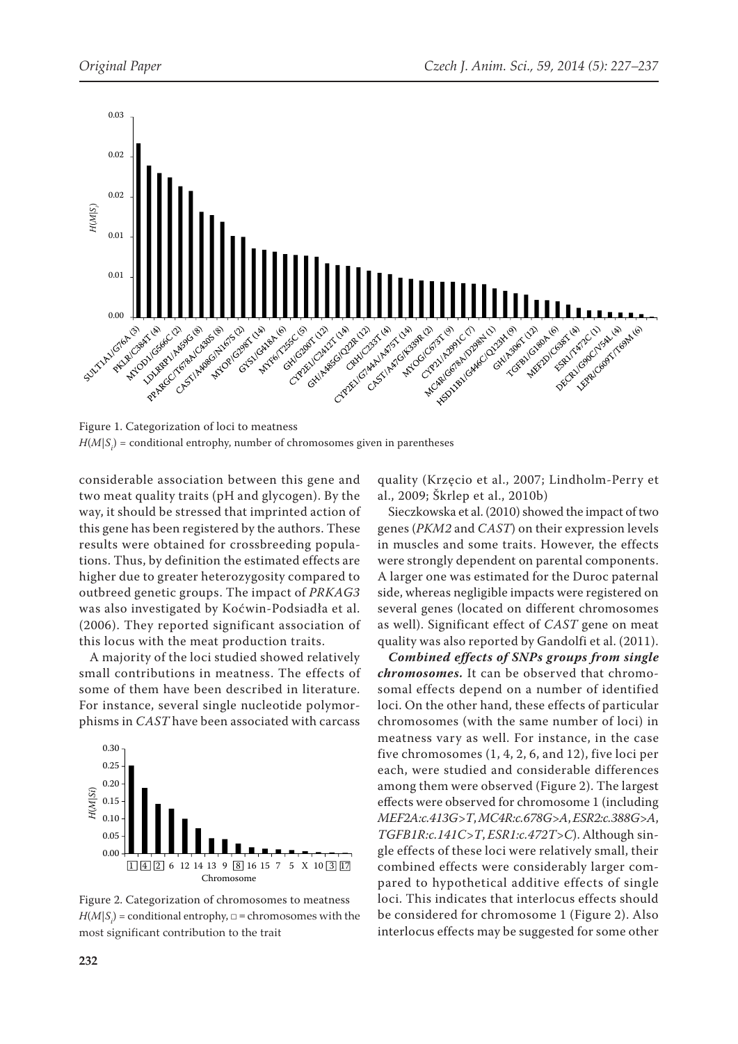Figure 1. Categorization of loci to meatness

$H(M|S_i)$ = conditional entropy, number of chromosomes given in parentheses

considerable association between this gene and two meat quality traits (pH and glycogen). By the way, it should be stressed that imprinted action of this gene has been registered by the authors. These results were obtained for crossbreeding populations. Thus, by definition the estimated effects are higher due to greater heterozygosity compared to outbreed genetic groups. The impact of *PRKAG3* was also investigated by Koćwin-Podsiadła et al. (2006). They reported significant association of this locus with the meat production traits.

A majority of the loci studied showed relatively small contributions in meatness. The effects of some of them have been described in literature. For instance, several single nucleotide polymorphisms in *CAST* have been associated with carcass quality (Krzęcio et al., 2007; Lindholm-Perry et al., 2009; Škrlep et al., 2010b)

Sieczkowska et al. (2010) showed the impact of two genes (*PKM2* and *CAST*) on their expression levels in muscles and some traits. However, the effects were strongly dependent on parental components. A larger one was estimated for the Duroc paternal side, whereas negligible impacts were registered on several genes (located on different chromosomes as well). Significant effect of *CAST* gene on meat quality was also reported by Gandolfi et al. (2011).

***Combined effects of SNPs groups from single chromosomes.*** It can be observed that chromosomal effects depend on a number of identified loci. On the other hand, these effects of particular chromosomes (with the same number of loci) in meatness vary as well. For instance, in the case five chromosomes (1, 4, 2, 6, and 12), five loci per each, were studied and considerable differences among them were observed (Figure 2). The largest effects were observed for chromosome 1 (including *MEF2A:c.413G>T*, *MC4R:c.678G>A*, *ESR2:c.388G>A*, *TGFB1R:c.141C>T*, *ESR1:c.472T>C*). Although single effects of these loci were relatively small, their combined effects were considerably larger compared to hypothetical additive effects of single loci. This indicates that interlocus effects should be considered for chromosome 1 (Figure 2). Also interlocus effects may be suggested for some other

Figure 2. Categorization of chromosomes to meatness

$H(M|S_i)$ = conditional entropy, □ = chromosomes with the most significant contribution to the trait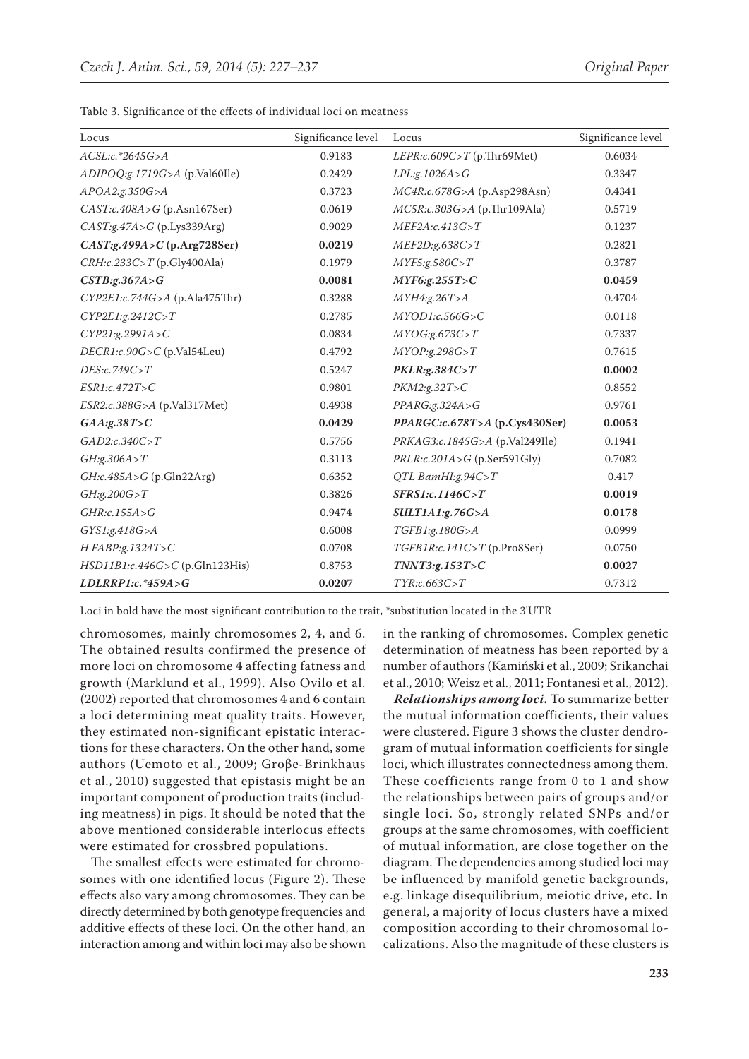Table 3. Significance of the effects of individual loci on meatness

| Locus | Significance level | Locus | Significance level |
|---|---|---|---|
| *ACSL:c.*2645G>A* | 0.9183 | *LEPR:c.609C>T* (p.Thr69Met) | 0.6034 |
| *ADIPOQ:g.1719G>A* (p.Val60Ile) | 0.2429 | *LPL:g.1026A>G* | 0.3347 |
| *APOA2:g.350G>A* | 0.3723 | *MC4R:c.678G>A* (p.Asp298Asn) | 0.4341 |
| *CAST:c.408A>G* (p.Asn167Ser) | 0.0619 | *MC5R:c.303G>A* (p.Thr109Ala) | 0.5719 |
| *CAST:g.47A>G* (p.Lys339Arg) | 0.9029 | *MEF2A:c.413G>T* | 0.1237 |
| ***CAST:g.499A>C* (p.Arg728Ser)** | **0.0219** | *MEF2D:g.638C>T* | 0.2821 |
| *CRH:c.233C>T* (p.Gly400Ala) | 0.1979 | *MYF5:g.580C>T* | 0.3787 |
| ***CSTB:g.367A>G*** | **0.0081** | ***MYF6:g.255T>C*** | **0.0459** |
| *CYP2E1:c.744G>A* (p.Ala475Thr) | 0.3288 | *MYH4:g.26T>A* | 0.4704 |
| *CYP2E1:g.2412C>T* | 0.2785 | *MYOD1:c.566G>C* | 0.0118 |
| *CYP21:g.2991A>C* | 0.0834 | *MYOG:g.673C>T* | 0.7337 |
| *DECR1:c.90G>C* (p.Val54Leu) | 0.4792 | *MYOP:g.298G>T* | 0.7615 |
| *DES:c.749C>T* | 0.5247 | ***PKLR:g.384C>T*** | **0.0002** |
| *ESR1:c.472T>C* | 0.9801 | *PKM2:g.32T>C* | 0.8552 |
| *ESR2:c.388G>A* (p.Val317Met) | 0.4938 | *PPARG:g.324A>G* | 0.9761 |
| ***GAA:g.38T>C*** | **0.0429** | ***PPARGC:c.678T>A* (p.Cys430Ser)** | **0.0053** |
| *GAD2:c.340C>T* | 0.5756 | *PRKAG3:c.1845G>A* (p.Val249Ile) | 0.1941 |
| *GH:g.306A>T* | 0.3113 | *PRLR:c.201A>G* (p.Ser591Gly) | 0.7082 |
| *GH:c.485A>G* (p.Gln22Arg) | 0.6352 | *QTL BamHI:g.94C>T* | 0.417 |
| *GH:g.200G>T* | 0.3826 | ***SFRS1:c.1146C>T*** | **0.0019** |
| *GHR:c.155A>G* | 0.9474 | ***SULT1A1:g.76G>A*** | **0.0178** |
| *GYS1:g.418G>A* | 0.6008 | *TGFB1:g.180G>A* | 0.0999 |
| *H FABP:g.1324T>C* | 0.0708 | *TGFB1R:c.141C>T* (p.Pro8Ser) | 0.0750 |
| *HSD11B1:c.446G>C* (p.Gln123His) | 0.8753 | ***TNNT3:g.153T>C*** | **0.0027** |
| ***LDLRRP1:c.*459A>G*** | **0.0207** | *TYR:c.663C>T* | 0.7312 |

Loci in bold have the most significant contribution to the trait, *substitution located in the 3'UTR

chromosomes, mainly chromosomes 2, 4, and 6. The obtained results confirmed the presence of more loci on chromosome 4 affecting fatness and growth (Marklund et al., 1999). Also Ovilo et al. (2002) reported that chromosomes 4 and 6 contain a loci determining meat quality traits. However, they estimated non-significant epistatic interactions for these characters. On the other hand, some authors (Uemoto et al., 2009; Groβe-Brinkhaus et al., 2010) suggested that epistasis might be an important component of production traits (including meatness) in pigs. It should be noted that the above mentioned considerable interlocus effects were estimated for crossbred populations.

The smallest effects were estimated for chromosomes with one identified locus (Figure 2). These effects also vary among chromosomes. They can be directly determined by both genotype frequencies and additive effects of these loci. On the other hand, an interaction among and within loci may also be shown in the ranking of chromosomes. Complex genetic determination of meatness has been reported by a number of authors (Kamiński et al., 2009; Srikanchai et al., 2010; Weisz et al., 2011; Fontanesi et al., 2012).

***Relationships among loci.*** To summarize better the mutual information coefficients, their values were clustered. Figure 3 shows the cluster dendrogram of mutual information coefficients for single loci, which illustrates connectedness among them. These coefficients range from 0 to 1 and show the relationships between pairs of groups and/or single loci. So, strongly related SNPs and/or groups at the same chromosomes, with coefficient of mutual information, are close together on the diagram. The dependencies among studied loci may be influenced by manifold genetic backgrounds, e.g. linkage disequilibrium, meiotic drive, etc. In general, a majority of locus clusters have a mixed composition according to their chromosomal localizations. Also the magnitude of these clusters is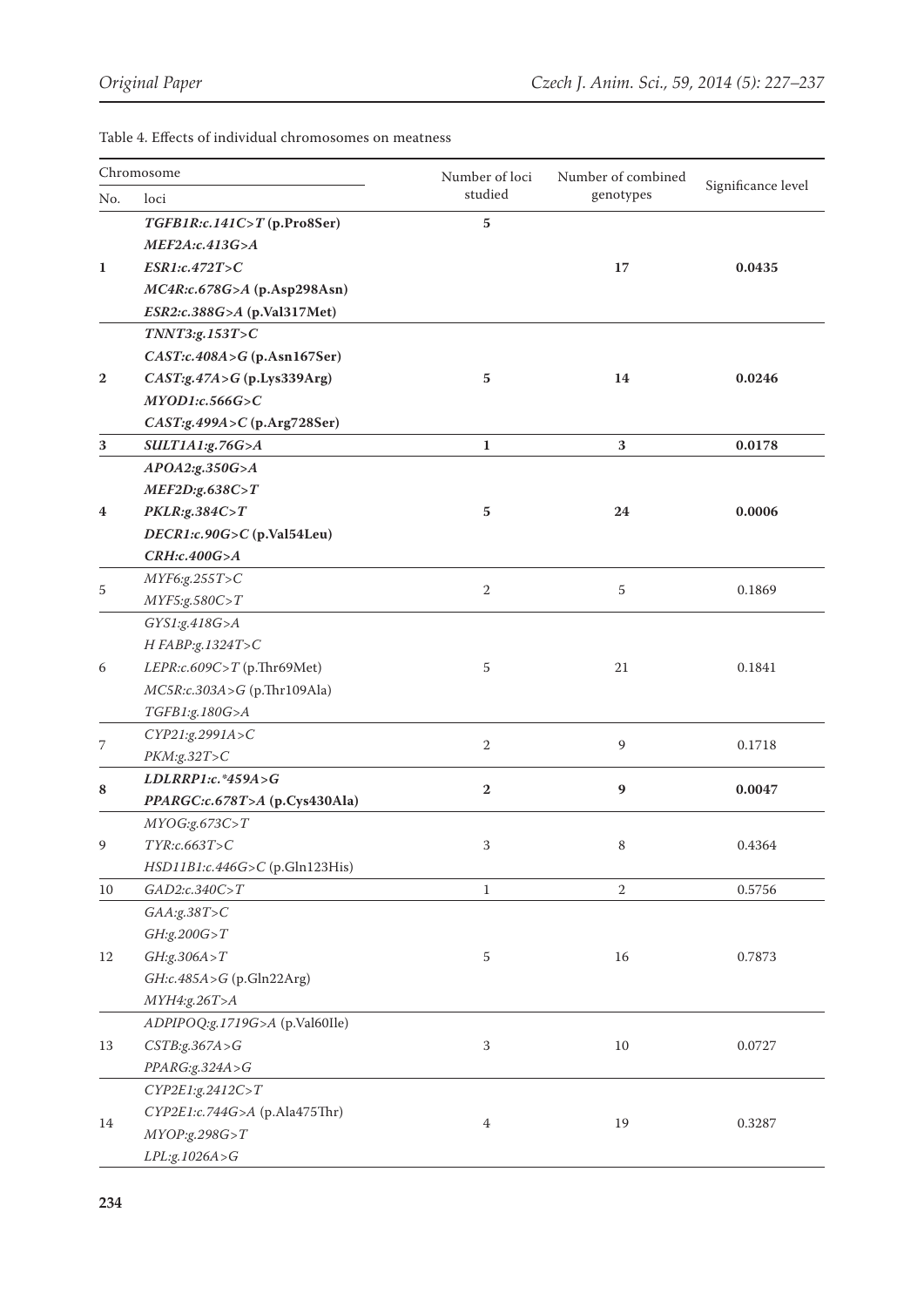Table 4. Effects of individual chromosomes on meatness

| Chromosome No. | loci | Number of loci studied | Number of combined genotypes | Significance level |
|---|---|---|---|---|
| **1** | ***TGFB1R:c.141C>T* (p.Pro8Ser)**<br>***MEF2A:c.413G>A***<br>***ESR1:c.472T>C***<br>***MC4R:c.678G>A* (p.Asp298Asn)**<br>***ESR2:c.388G>A* (p.Val317Met)** | **5** | **17** | **0.0435** |
| **2** | ***TNNT3:g.153T>C***<br>***CAST:c.408A>G* (p.Asn167Ser)**<br>***CAST:g.47A>G* (p.Lys339Arg)**<br>***MYOD1:c.566G>C***<br>***CAST:g.499A>C* (p.Arg728Ser)** | **5** | **14** | **0.0246** |
| **3** | ***SULT1A1:g.76G>A*** | **1** | **3** | **0.0178** |
| **4** | ***APOA2:g.350G>A***<br>***MEF2D:g.638C>T***<br>***PKLR:g.384C>T***<br>***DECR1:c.90G>C* (p.Val54Leu)**<br>***CRH:c.400G>A*** | **5** | **24** | **0.0006** |
| 5 | *MYF6:g.255T>C*<br>*MYF5:g.580C>T* | 2 | 5 | 0.1869 |
| 6 | *GYS1:g.418G>A*<br>*H FABP:g.1324T>C*<br>*LEPR:c.609C>T* (p.Thr69Met)<br>*MC5R:c.303A>G* (p.Thr109Ala)<br>*TGFB1:g.180G>A* | 5 | 21 | 0.1841 |
| 7 | *CYP21:g.2991A>C*<br>*PKM:g.32T>C* | 2 | 9 | 0.1718 |
| **8** | ***LDLRRP1:c.*459A>G***<br>***PPARGC:c.678T>A* (p.Cys430Ala)** | **2** | **9** | **0.0047** |
| 9 | *MYOG:g.673C>T*<br>*TYR:c.663T>C*<br>*HSD11B1:c.446G>C* (p.Gln123His) | 3 | 8 | 0.4364 |
| 10 | *GAD2:c.340C>T* | 1 | 2 | 0.5756 |
| 12 | *GAA:g.38T>C*<br>*GH:g.200G>T*<br>*GH:g.306A>T*<br>*GH:c.485A>G* (p.Gln22Arg)<br>*MYH4:g.26T>A* | 5 | 16 | 0.7873 |
| 13 | *ADPIPOQ:g.1719G>A* (p.Val60Ile)<br>*CSTB:g.367A>G*<br>*PPARG:g.324A>G* | 3 | 10 | 0.0727 |
| 14 | *CYP2E1:g.2412C>T*<br>*CYP2E1:c.744G>A* (p.Ala475Thr)<br>*MYOP:g.298G>T*<br>*LPL:g.1026A>G* | 4 | 19 | 0.3287 |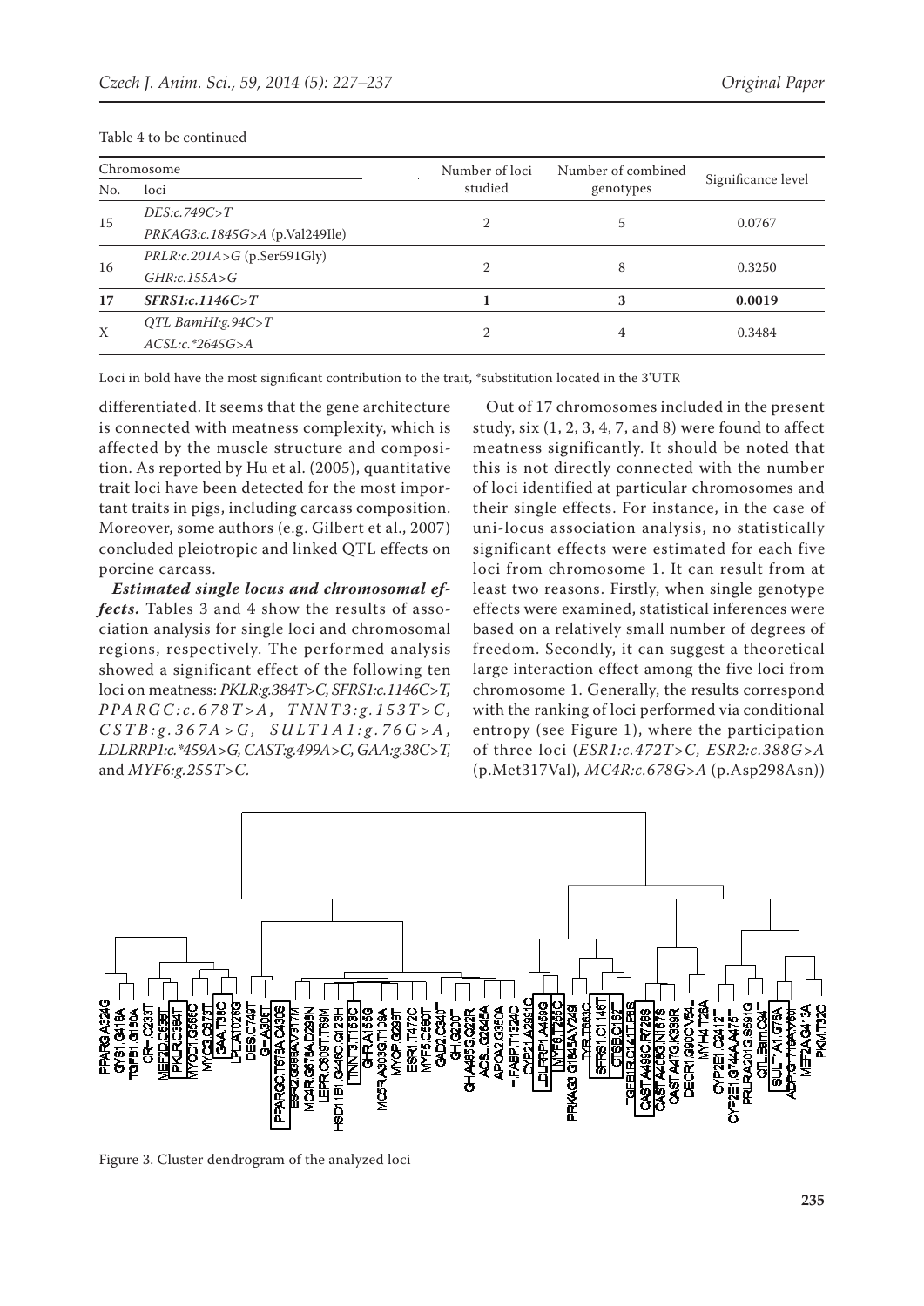Table 4 to be continued

| Chromosome | | Number of loci studied | Number of combined genotypes | Significance level |
|---|---|---|---|---|
| No. | loci | | | |
| 15 | *DES:c.749C>T* | 2 | 5 | 0.0767 |
| | *PRKAG3:c.1845G>A* (p.Val249Ile) | | | |
| 16 | *PRLR:c.201A>G* (p.Ser591Gly) | 2 | 8 | 0.3250 |
| | *GHR:c.155A>G* | | | |
| **17** | ***SFRS1:c.1146C>T*** | **1** | **3** | **0.0019** |
| X | *QTL BamHI:g.94C>T* | 2 | 4 | 0.3484 |
| | *ACSL:c.*2645G>A* | | | |

Loci in bold have the most significant contribution to the trait, *substitution located in the 3'UTR

differentiated. It seems that the gene architecture is connected with meatness complexity, which is affected by the muscle structure and composition. As reported by Hu et al. (2005), quantitative trait loci have been detected for the most important traits in pigs, including carcass composition. Moreover, some authors (e.g. Gilbert et al., 2007) concluded pleiotropic and linked QTL effects on porcine carcass.

***Estimated single locus and chromosomal effects.*** Tables 3 and 4 show the results of association analysis for single loci and chromosomal regions, respectively. The performed analysis showed a significant effect of the following ten loci on meatness: *PKLR:g.384T>C*, *SFRS1:c.1146C>T*, *PPARGC:c.678T>A*, *TNNT3:g.153T>C*, *CSTB:g.367A>G*, *SULT1A1:g.76G>A*, *LDLRRP1:c.*459A>G*, *CAST:g.499A>C*, *GAA:g.38C>T*, and *MYF6:g.255T>C*.

Out of 17 chromosomes included in the present study, six (1, 2, 3, 4, 7, and 8) were found to affect meatness significantly. It should be noted that this is not directly connected with the number of loci identified at particular chromosomes and their single effects. For instance, in the case of uni-locus association analysis, no statistically significant effects were estimated for each five loci from chromosome 1. It can result from at least two reasons. Firstly, when single genotype effects were examined, statistical inferences were based on a relatively small number of degrees of freedom. Secondly, it can suggest a theoretical large interaction effect among the five loci from chromosome 1. Generally, the results correspond with the ranking of loci performed via conditional entropy (see Figure 1), where the participation of three loci (*ESR1:c.472T>C*, *ESR2:c.388G>A* (p.Met317Val), *MC4R:c.678G>A* (p.Asp298Asn))

Figure 3. Cluster dendrogram of the analyzed loci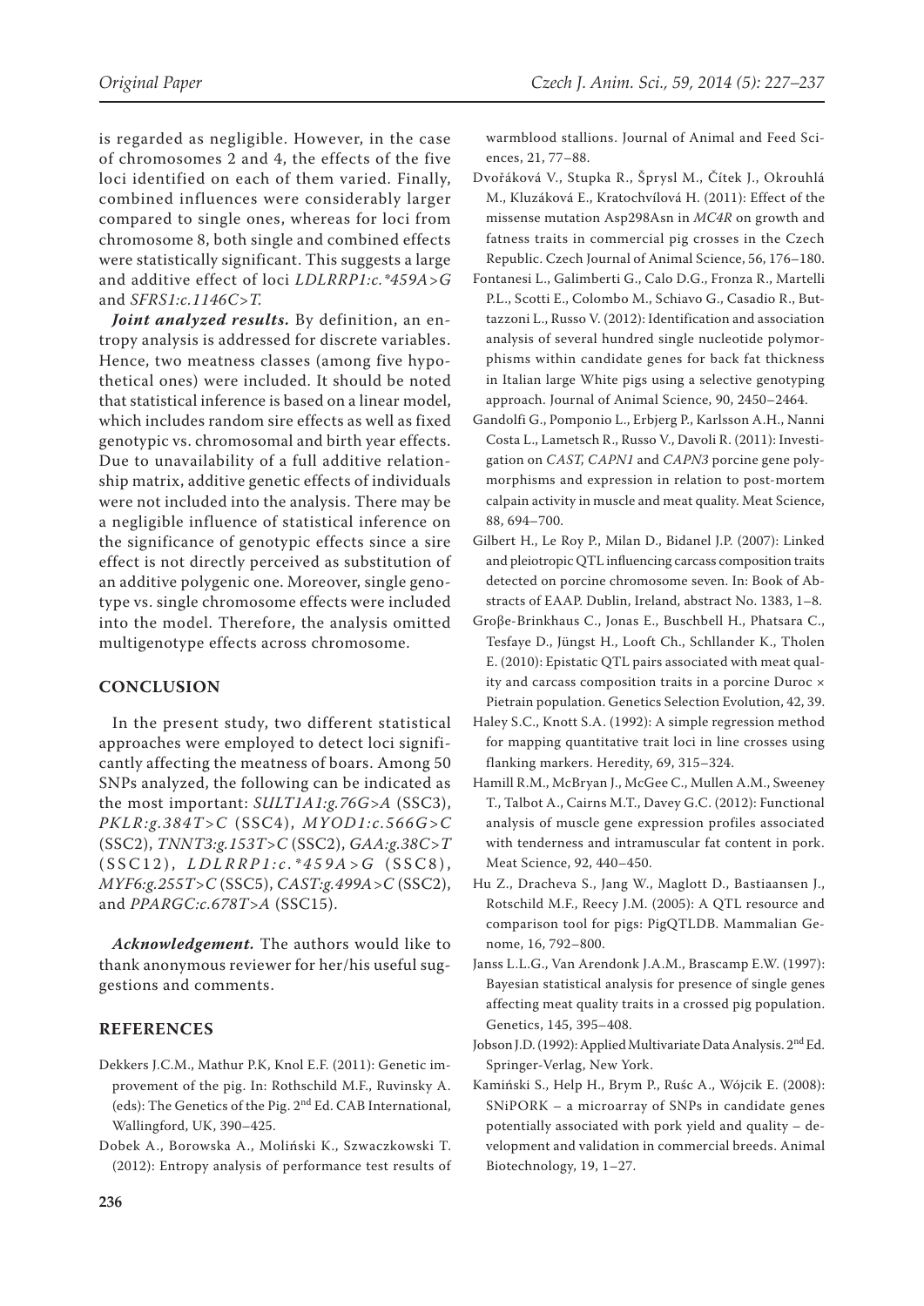is regarded as negligible. However, in the case of chromosomes 2 and 4, the effects of the five loci identified on each of them varied. Finally, combined influences were considerably larger compared to single ones, whereas for loci from chromosome 8, both single and combined effects were statistically significant. This suggests a large and additive effect of loci *LDLRRP1:c.*459A>G* and *SFRS1:c.1146C>T*.

***Joint analyzed results.*** By definition, an entropy analysis is addressed for discrete variables. Hence, two meatness classes (among five hypothetical ones) were included. It should be noted that statistical inference is based on a linear model, which includes random sire effects as well as fixed genotypic vs. chromosomal and birth year effects. Due to unavailability of a full additive relationship matrix, additive genetic effects of individuals were not included into the analysis. There may be a negligible influence of statistical inference on the significance of genotypic effects since a sire effect is not directly perceived as substitution of an additive polygenic one. Moreover, single genotype vs. single chromosome effects were included into the model. Therefore, the analysis omitted multigenotype effects across chromosome.

## CONCLUSION

In the present study, two different statistical approaches were employed to detect loci significantly affecting the meatness of boars. Among 50 SNPs analyzed, the following can be indicated as the most important: *SULT1A1:g.76G>A* (SSC3), *PKLR:g.384T>C* (SSC4), *MYOD1:c.566G>C* (SSC2), *TNNT3:g.153T>C* (SSC2), *GAA:g.38C>T* (SSC12), *LDLRRP1:c.*459A>G* (SSC8), *MYF6:g.255T>C* (SSC5), *CAST:g.499A>C* (SSC2), and *PPARGC:c.678T>A* (SSC15).

***Acknowledgement.*** The authors would like to thank anonymous reviewer for her/his useful suggestions and comments.

## REFERENCES

Dekkers J.C.M., Mathur P.K, Knol E.F. (2011): Genetic improvement of the pig. In: Rothschild M.F., Ruvinsky A. (eds): The Genetics of the Pig. 2nd Ed. CAB International, Wallingford, UK, 390–425.

Dobek A., Borowska A., Moliński K., Szwaczkowski T. (2012): Entropy analysis of performance test results of warmblood stallions. Journal of Animal and Feed Sciences, 21, 77–88.

Dvořáková V., Stupka R., Šprysl M., Čítek J., Okrouhlá M., Kluzáková E., Kratochvílová H. (2011): Effect of the missense mutation Asp298Asn in *MC4R* on growth and fatness traits in commercial pig crosses in the Czech Republic. Czech Journal of Animal Science, 56, 176–180.

Fontanesi L., Galimberti G., Calo D.G., Fronza R., Martelli P.L., Scotti E., Colombo M., Schiavo G., Casadio R., Buttazzoni L., Russo V. (2012): Identification and association analysis of several hundred single nucleotide polymorphisms within candidate genes for back fat thickness in Italian large White pigs using a selective genotyping approach. Journal of Animal Science, 90, 2450–2464.

Gandolfi G., Pomponio L., Erbjerg P., Karlsson A.H., Nanni Costa L., Lametsch R., Russo V., Davoli R. (2011): Investigation on *CAST, CAPN1* and *CAPN3* porcine gene polymorphisms and expression in relation to post-mortem calpain activity in muscle and meat quality. Meat Science, 88, 694–700.

Gilbert H., Le Roy P., Milan D., Bidanel J.P. (2007): Linked and pleiotropic QTL influencing carcass composition traits detected on porcine chromosome seven. In: Book of Abstracts of EAAP. Dublin, Ireland, abstract No. 1383, 1–8.

Groβe-Brinkhaus C., Jonas E., Buschbell H., Phatsara C., Tesfaye D., Jüngst H., Looft Ch., Schllander K., Tholen E. (2010): Epistatic QTL pairs associated with meat quality and carcass composition traits in a porcine Duroc × Pietrain population. Genetics Selection Evolution, 42, 39.

Haley S.C., Knott S.A. (1992): A simple regression method for mapping quantitative trait loci in line crosses using flanking markers. Heredity, 69, 315–324.

Hamill R.M., McBryan J., McGee C., Mullen A.M., Sweeney T., Talbot A., Cairns M.T., Davey G.C. (2012): Functional analysis of muscle gene expression profiles associated with tenderness and intramuscular fat content in pork. Meat Science, 92, 440–450.

Hu Z., Dracheva S., Jang W., Maglott D., Bastiaansen J., Rotschild M.F., Reecy J.M. (2005): A QTL resource and comparison tool for pigs: PigQTLDB. Mammalian Genome, 16, 792–800.

Janss L.L.G., Van Arendonk J.A.M., Brascamp E.W. (1997): Bayesian statistical analysis for presence of single genes affecting meat quality traits in a crossed pig population. Genetics, 145, 395–408.

Jobson J.D. (1992): Applied Multivariate Data Analysis. 2nd Ed. Springer-Verlag, New York.

Kamiński S., Help H., Brym P., Ruśc A., Wójcik E. (2008): SNiPORK – a microarray of SNPs in candidate genes potentially associated with pork yield and quality – development and validation in commercial breeds. Animal Biotechnology, 19, 1–27.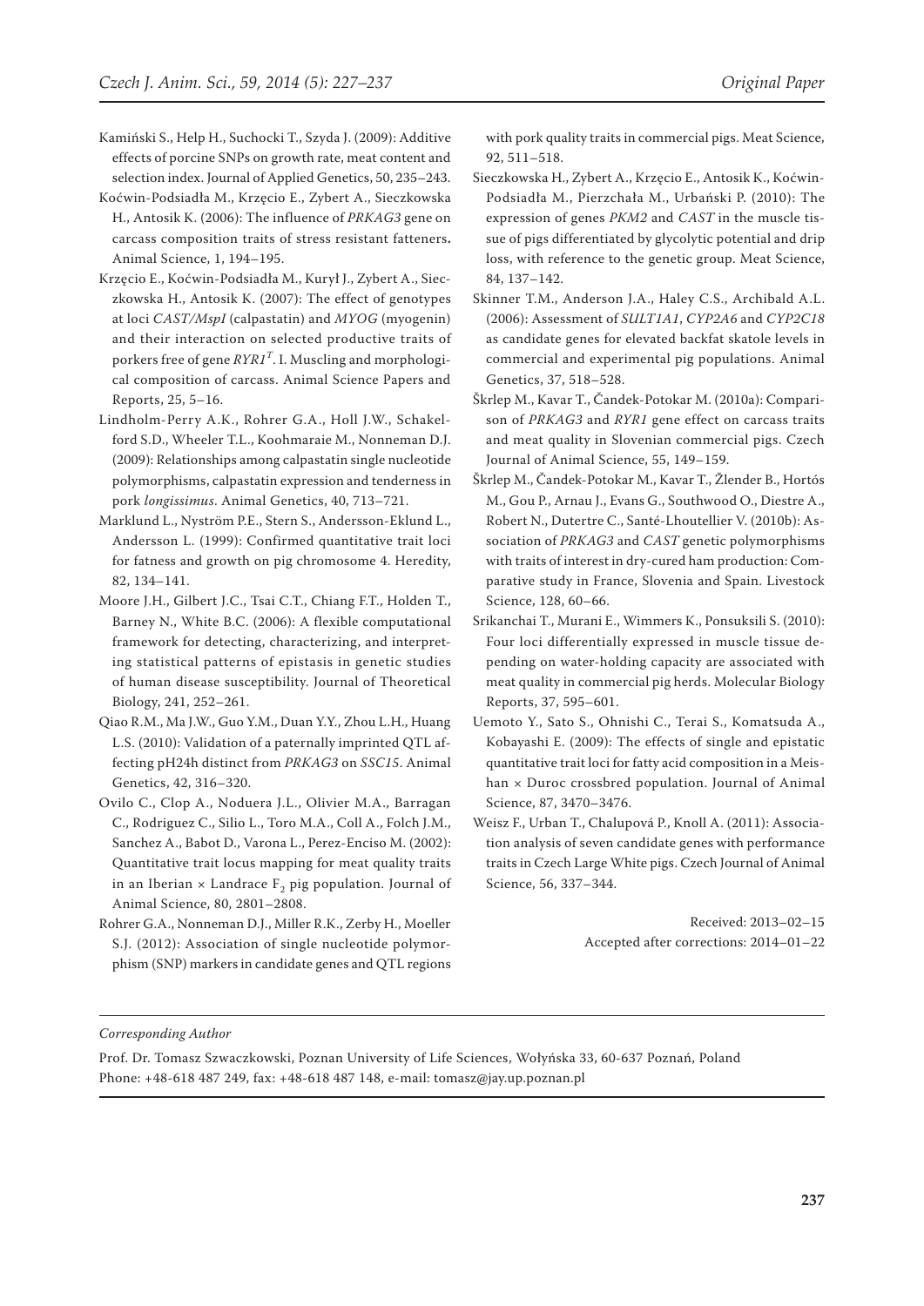Kamiński S., Help H., Suchocki T., Szyda J. (2009): Additive effects of porcine SNPs on growth rate, meat content and selection index. Journal of Applied Genetics, 50, 235–243.

Koćwin-Podsiadła M., Krzęcio E., Zybert A., Sieczkowska H., Antosik K. (2006): The influence of *PRKAG3* gene on carcass composition traits of stress resistant fatteners**.** Animal Science, 1, 194–195.

Krzęcio E., Koćwin-Podsiadła M., Kuryl J., Zybert A., Sieczkowska H., Antosik K. (2007): The effect of genotypes at loci *CAST/MspI* (calpastatin) and *MYOG* (myogenin) and their interaction on selected productive traits of porkers free of gene $RYR1^T$. I. Muscling and morphological composition of carcass. Animal Science Papers and Reports, 25, 5–16.

Lindholm-Perry A.K., Rohrer G.A., Holl J.W., Schakelford S.D., Wheeler T.L., Koohmaraie M., Nonneman D.J. (2009): Relationships among calpastatin single nucleotide polymorphisms, calpastatin expression and tenderness in pork *longissimus*. Animal Genetics, 40, 713–721.

Marklund L., Nyström P.E., Stern S., Andersson-Eklund L., Andersson L. (1999): Confirmed quantitative trait loci for fatness and growth on pig chromosome 4. Heredity, 82, 134–141.

Moore J.H., Gilbert J.C., Tsai C.T., Chiang F.T., Holden T., Barney N., White B.C. (2006): A flexible computational framework for detecting, characterizing, and interpreting statistical patterns of epistasis in genetic studies of human disease susceptibility. Journal of Theoretical Biology, 241, 252–261.

Qiao R.M., Ma J.W., Guo Y.M., Duan Y.Y., Zhou L.H., Huang L.S. (2010): Validation of a paternally imprinted QTL affecting pH24h distinct from *PRKAG3* on *SSC15*. Animal Genetics, 42, 316–320.

Ovilo C., Clop A., Noduera J.L., Olivier M.A., Barragan C., Rodriguez C., Silio L., Toro M.A., Coll A., Folch J.M., Sanchez A., Babot D., Varona L., Perez-Enciso M. (2002): Quantitative trait locus mapping for meat quality traits in an Iberian × Landrace $F_2$ pig population. Journal of Animal Science, 80, 2801–2808.

Rohrer G.A., Nonneman D.J., Miller R.K., Zerby H., Moeller S.J. (2012): Association of single nucleotide polymorphism (SNP) markers in candidate genes and QTL regions with pork quality traits in commercial pigs. Meat Science, 92, 511–518.

Sieczkowska H., Zybert A., Krzęcio E., Antosik K., Koćwin-Podsiadła M., Pierzchała M., Urbański P. (2010): The expression of genes *PKM2* and *CAST* in the muscle tissue of pigs differentiated by glycolytic potential and drip loss, with reference to the genetic group. Meat Science, 84, 137–142.

Skinner T.M., Anderson J.A., Haley C.S., Archibald A.L. (2006): Assessment of *SULT1A1*, *CYP2A6* and *CYP2C18* as candidate genes for elevated backfat skatole levels in commercial and experimental pig populations. Animal Genetics, 37, 518–528.

Škrlep M., Kavar T., Čandek-Potokar M. (2010a): Comparison of *PRKAG3* and *RYR1* gene effect on carcass traits and meat quality in Slovenian commercial pigs. Czech Journal of Animal Science, 55, 149–159.

Škrlep M., Čandek-Potokar M., Kavar T., Žlender B., Hortós M., Gou P., Arnau J., Evans G., Southwood O., Diestre A., Robert N., Dutertre C., Santé-Lhoutellier V. (2010b): Association of *PRKAG3* and *CAST* genetic polymorphisms with traits of interest in dry-cured ham production: Comparative study in France, Slovenia and Spain. Livestock Science, 128, 60–66.

Srikanchai T., Murani E., Wimmers K., Ponsuksili S. (2010): Four loci differentially expressed in muscle tissue depending on water-holding capacity are associated with meat quality in commercial pig herds. Molecular Biology Reports, 37, 595–601.

Uemoto Y., Sato S., Ohnishi C., Terai S., Komatsuda A., Kobayashi E. (2009): The effects of single and epistatic quantitative trait loci for fatty acid composition in a Meishan × Duroc crossbred population. Journal of Animal Science, 87, 3470–3476.

Weisz F., Urban T., Chalupová P., Knoll A. (2011): Association analysis of seven candidate genes with performance traits in Czech Large White pigs. Czech Journal of Animal Science, 56, 337–344.

Received: 2013–02–15
Accepted after corrections: 2014–01–22

*Corresponding Author*

Prof. Dr. Tomasz Szwaczkowski, Poznan University of Life Sciences, Wołyńska 33, 60-637 Poznań, Poland
Phone: +48-618 487 249, fax: +48-618 487 148, e-mail: tomasz@jay.up.poznan.pl